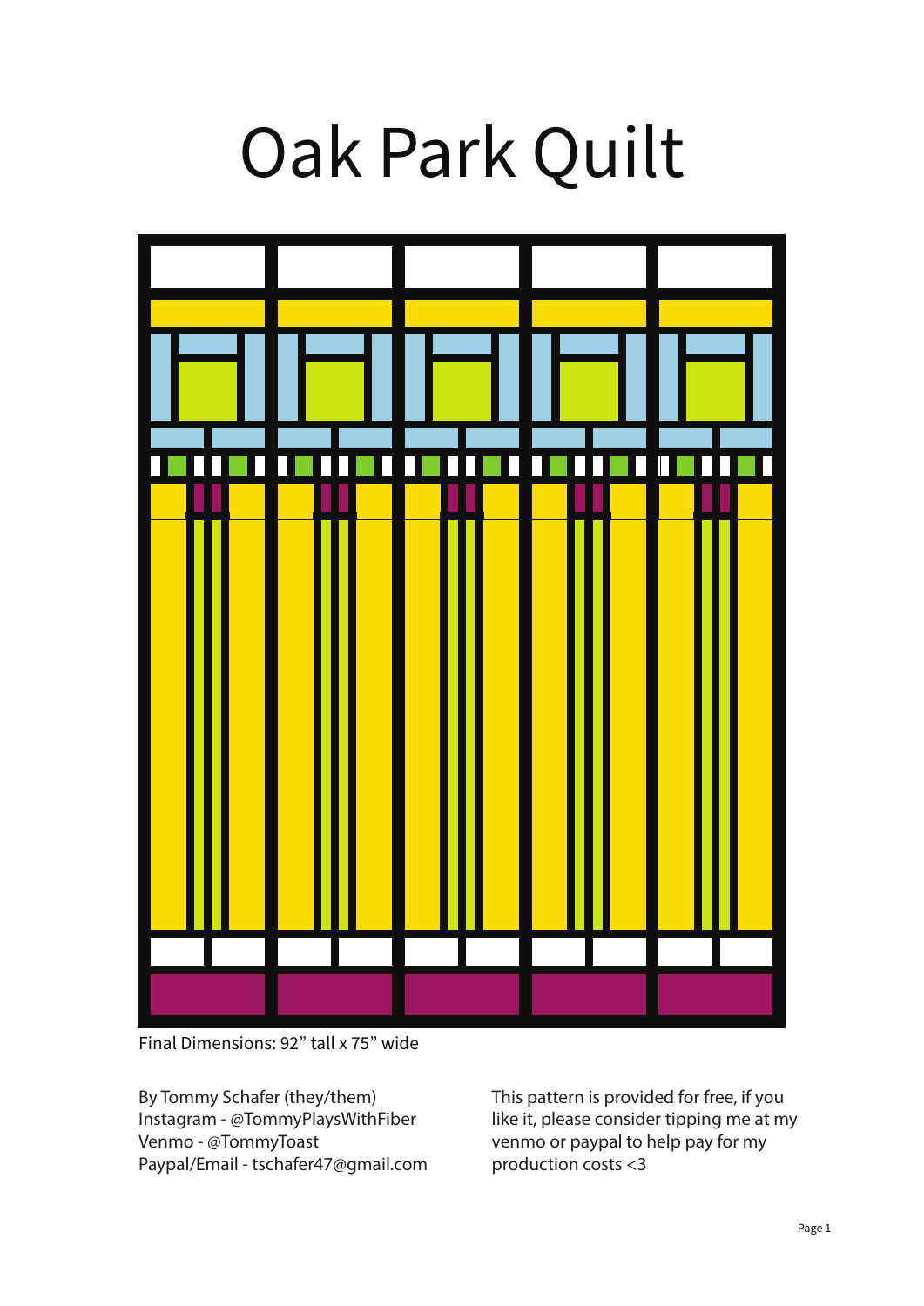# Oak Park Quilt

Final Dimensions: 92" tall x 75" wide

By Tommy Schafer (they/them)
Instagram - @TommyPlaysWithFiber
Venmo - @TommyToast
Paypal/Email - tschafer47@gmail.com

This pattern is provided for free, if you like it, please consider tipping me at my venmo or paypal to help pay for my production costs <3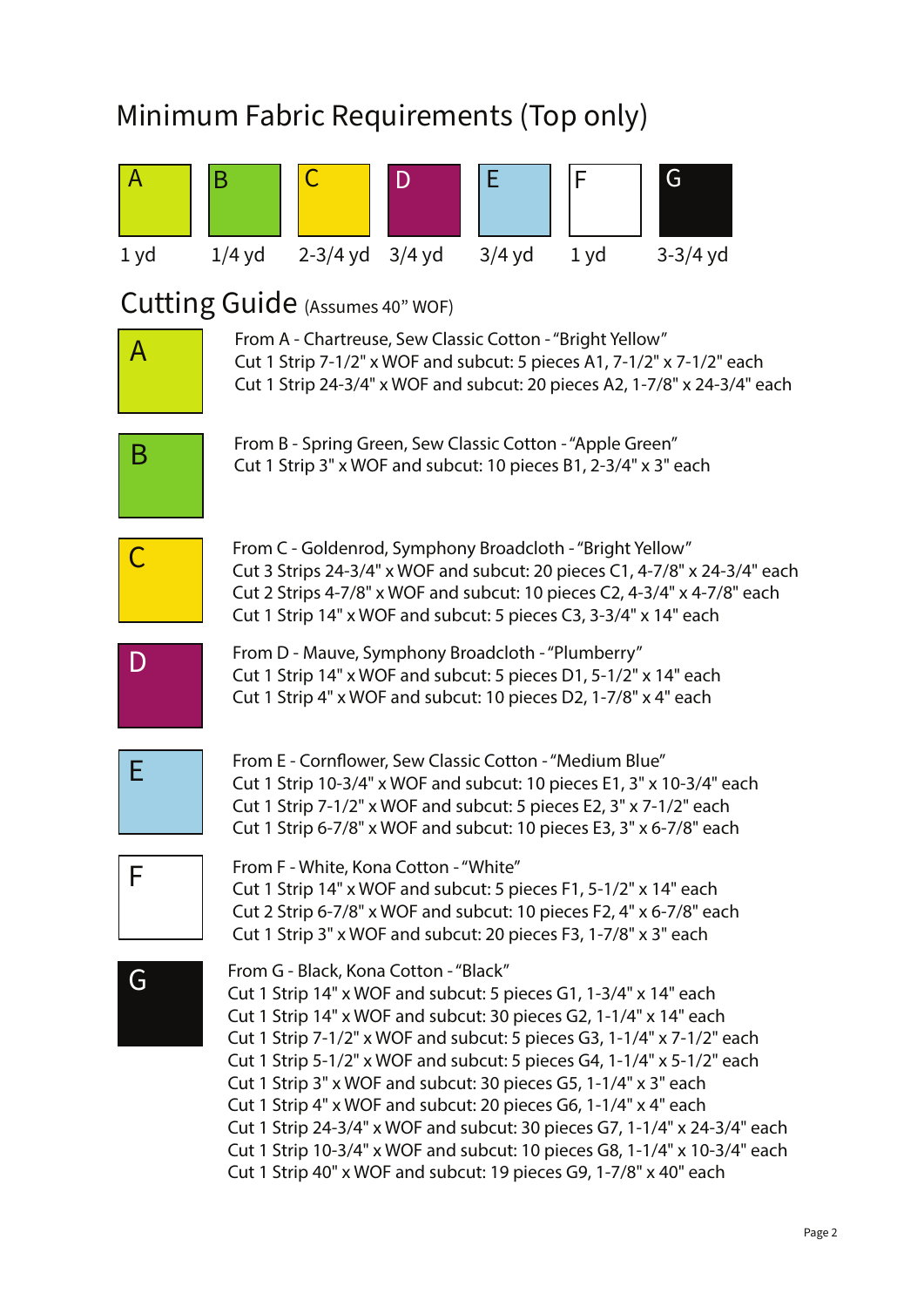## Minimum Fabric Requirements (Top only)

| A | B | C | D | E | F | G |
|---|---|---|---|---|---|---|
| 1 yd | 1/4 yd | 2-3/4 yd | 3/4 yd | 3/4 yd | 1 yd | 3-3/4 yd |

## Cutting Guide (Assumes 40" WOF)

**A**

From A - Chartreuse, Sew Classic Cotton - "Bright Yellow"
Cut 1 Strip 7-1/2" x WOF and subcut: 5 pieces A1, 7-1/2" x 7-1/2" each
Cut 1 Strip 24-3/4" x WOF and subcut: 20 pieces A2, 1-7/8" x 24-3/4" each

**B**

From B - Spring Green, Sew Classic Cotton - "Apple Green"
Cut 1 Strip 3" x WOF and subcut: 10 pieces B1, 2-3/4" x 3" each

**C**

From C - Goldenrod, Symphony Broadcloth - "Bright Yellow"
Cut 3 Strips 24-3/4" x WOF and subcut: 20 pieces C1, 4-7/8" x 24-3/4" each
Cut 2 Strips 4-7/8" x WOF and subcut: 10 pieces C2, 4-3/4" x 4-7/8" each
Cut 1 Strip 14" x WOF and subcut: 5 pieces C3, 3-3/4" x 14" each

**D**

From D - Mauve, Symphony Broadcloth - "Plumberry"
Cut 1 Strip 14" x WOF and subcut: 5 pieces D1, 5-1/2" x 14" each
Cut 1 Strip 4" x WOF and subcut: 10 pieces D2, 1-7/8" x 4" each

**E**

From E - Cornflower, Sew Classic Cotton - "Medium Blue"
Cut 1 Strip 10-3/4" x WOF and subcut: 10 pieces E1, 3" x 10-3/4" each
Cut 1 Strip 7-1/2" x WOF and subcut: 5 pieces E2, 3" x 7-1/2" each
Cut 1 Strip 6-7/8" x WOF and subcut: 10 pieces E3, 3" x 6-7/8" each

**F**

From F - White, Kona Cotton - "White"
Cut 1 Strip 14" x WOF and subcut: 5 pieces F1, 5-1/2" x 14" each
Cut 2 Strip 6-7/8" x WOF and subcut: 10 pieces F2, 4" x 6-7/8" each
Cut 1 Strip 3" x WOF and subcut: 20 pieces F3, 1-7/8" x 3" each

**G**

From G - Black, Kona Cotton - "Black"
Cut 1 Strip 14" x WOF and subcut: 5 pieces G1, 1-3/4" x 14" each
Cut 1 Strip 14" x WOF and subcut: 30 pieces G2, 1-1/4" x 14" each
Cut 1 Strip 7-1/2" x WOF and subcut: 5 pieces G3, 1-1/4" x 7-1/2" each
Cut 1 Strip 5-1/2" x WOF and subcut: 5 pieces G4, 1-1/4" x 5-1/2" each
Cut 1 Strip 3" x WOF and subcut: 30 pieces G5, 1-1/4" x 3" each
Cut 1 Strip 4" x WOF and subcut: 20 pieces G6, 1-1/4" x 4" each
Cut 1 Strip 24-3/4" x WOF and subcut: 30 pieces G7, 1-1/4" x 24-3/4" each
Cut 1 Strip 10-3/4" x WOF and subcut: 10 pieces G8, 1-1/4" x 10-3/4" each
Cut 1 Strip 40" x WOF and subcut: 19 pieces G9, 1-7/8" x 40" each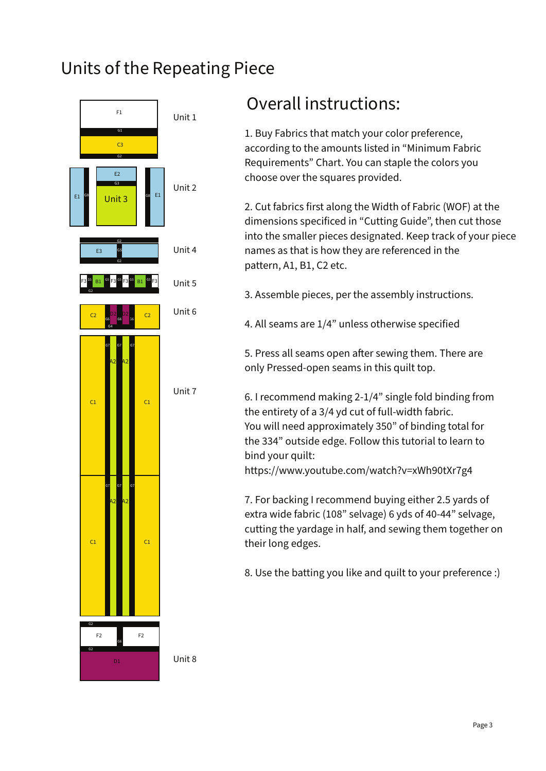# Units of the Repeating Piece

Unit 1

Unit 2

Unit 4

Unit 5

Unit 6

Unit 7

Unit 8

## Overall instructions:

1. Buy Fabrics that match your color preference, according to the amounts listed in “Minimum Fabric Requirements” Chart. You can staple the colors you choose over the squares provided.

2. Cut fabrics first along the Width of Fabric (WOF) at the dimensions specificed in “Cutting Guide”, then cut those into the smaller pieces designated. Keep track of your piece names as that is how they are referenced in the pattern, A1, B1, C2 etc.

3. Assemble pieces, per the assembly instructions.

4. All seams are 1/4” unless otherwise specified

5. Press all seams open after sewing them. There are only Pressed-open seams in this quilt top.

6. I recommend making 2-1/4” single fold binding from the entirety of a 3/4 yd cut of full-width fabric. You will need approximately 350” of binding total for the 334” outside edge. Follow this tutorial to learn to bind your quilt: https://www.youtube.com/watch?v=xWh90tXr7g4

7. For backing I recommend buying either 2.5 yards of extra wide fabric (108” selvage) 6 yds of 40-44” selvage, cutting the yardage in half, and sewing them together on their long edges.

8. Use the batting you like and quilt to your preference :)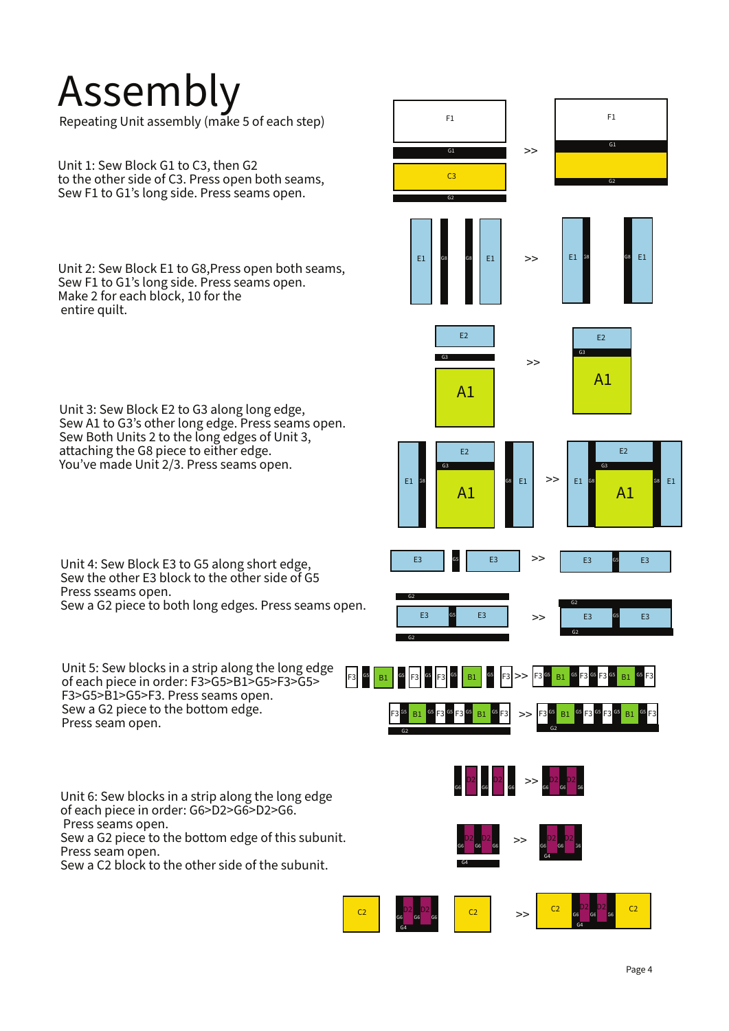# Assembly

Repeating Unit assembly (make 5 of each step)

Unit 1: Sew Block G1 to C3, then G2
to the other side of C3. Press open both seams,
Sew F1 to G1's long side. Press seams open.

Unit 2: Sew Block E1 to G8,Press open both seams,
Sew F1 to G1's long side. Press seams open.
Make 2 for each block, 10 for the
entire quilt.

Unit 3: Sew Block E2 to G3 along long edge,
Sew A1 to G3's other long edge. Press seams open.
Sew Both Units 2 to the long edges of Unit 3,
attaching the G8 piece to either edge.
You've made Unit 2/3. Press seams open.

Unit 4: Sew Block E3 to G5 along short edge,
Sew the other E3 block to the other side of G5
Press sseams open.
Sew a G2 piece to both long edges. Press seams open.

Unit 5: Sew blocks in a strip along the long edge
of each piece in order: F3>G5>B1>G5>F3>G5>
F3>G5>B1>G5>F3. Press seams open.
Sew a G2 piece to the bottom edge.
Press seam open.

Unit 6: Sew blocks in a strip along the long edge
of each piece in order: G6>D2>G6>D2>G6.
Press seams open.
Sew a G2 piece to the bottom edge of this subunit.
Press seam open.
Sew a C2 block to the other side of the subunit.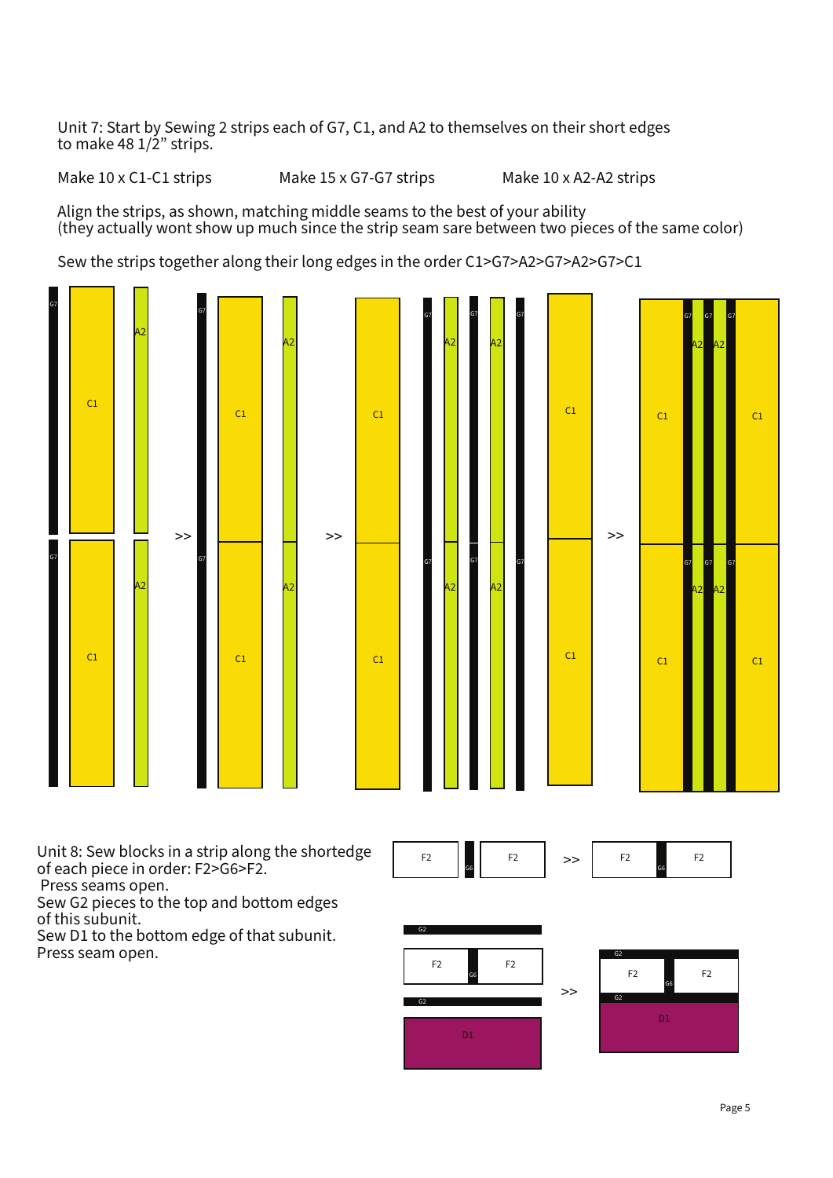Unit 7: Start by Sewing 2 strips each of G7, C1, and A2 to themselves on their short edges to make 48 1/2" strips.

Make 10 x C1-C1 strips

Make 15 x G7-G7 strips

Make 10 x A2-A2 strips

Align the strips, as shown, matching middle seams to the best of your ability (they actually wont show up much since the strip seam sare between two pieces of the same color)

Sew the strips together along their long edges in the order C1>G7>A2>G7>A2>G7>C1

Unit 8: Sew blocks in a strip along the shortedge of each piece in order: F2>G6>F2.
Press seams open.
Sew G2 pieces to the top and bottom edges of this subunit.
Sew D1 to the bottom edge of that subunit.
Press seam open.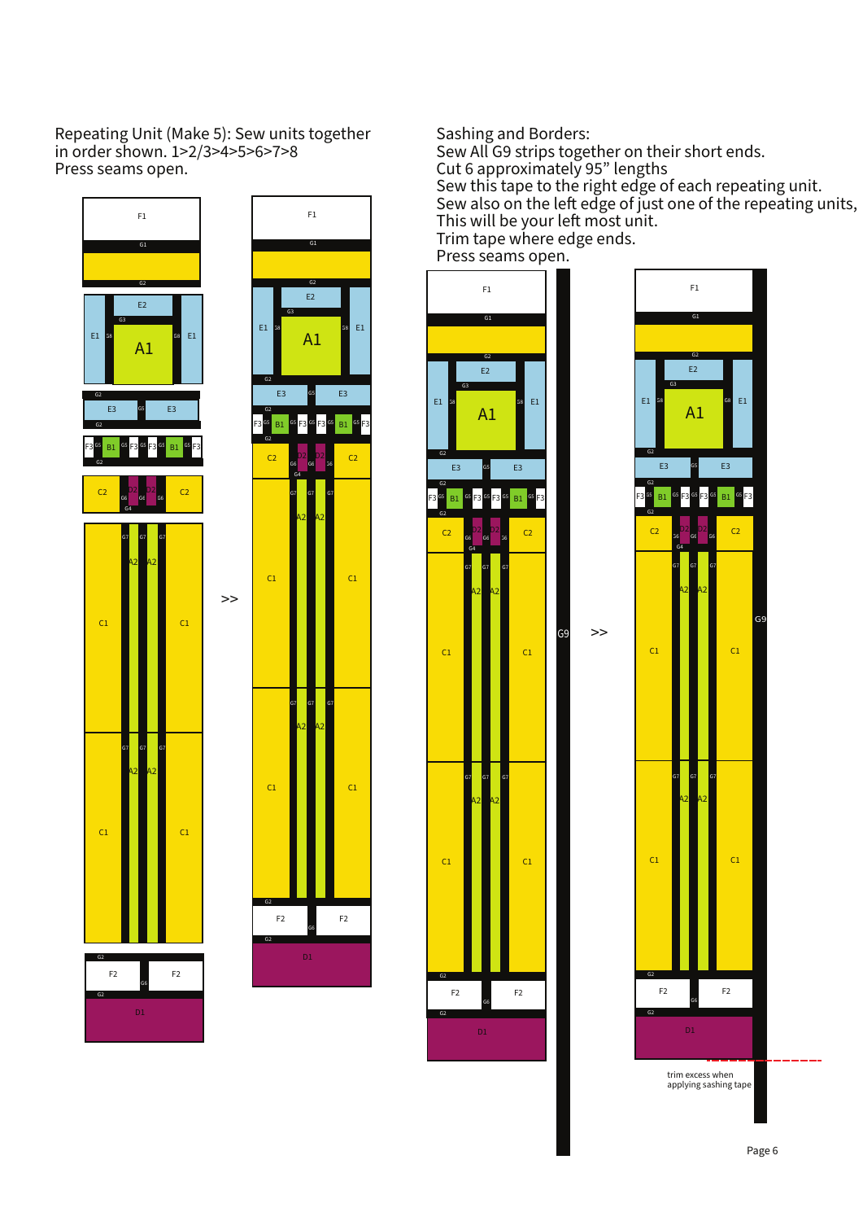Repeating Unit (Make 5): Sew units together in order shown. 1>2/3>4>5>6>7>8
Press seams open.

Sashing and Borders:
Sew All G9 strips together on their short ends.
Cut 6 approximately 95” lengths
Sew this tape to the right edge of each repeating unit.
Sew also on the left edge of just one of the repeating units,
This will be your left most unit.
Trim tape where edge ends.
Press seams open.

trim excess when applying sashing tape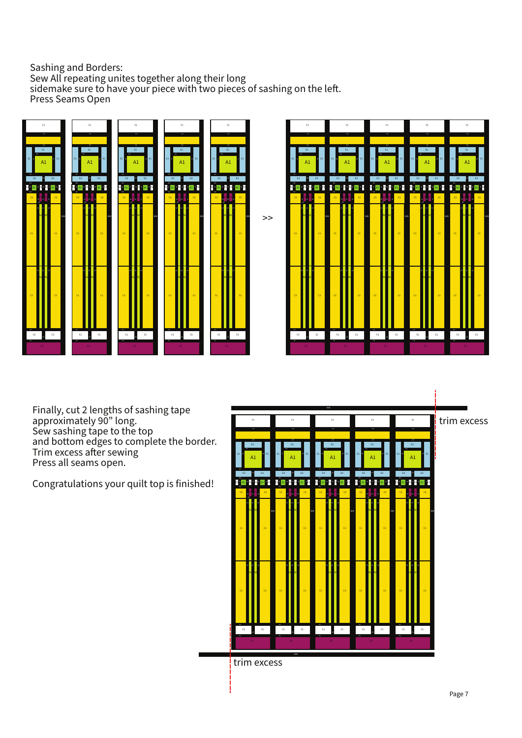Sashing and Borders:
Sew All repeating unites together along their long sidemake sure to have your piece with two pieces of sashing on the left.
Press Seams Open

>>

trim excess

Finally, cut 2 lengths of sashing tape approximately 90” long.
Sew sashing tape to the top and bottom edges to complete the border.
Trim excess after sewing
Press all seams open.

Congratulations your quilt top is finished!

trim excess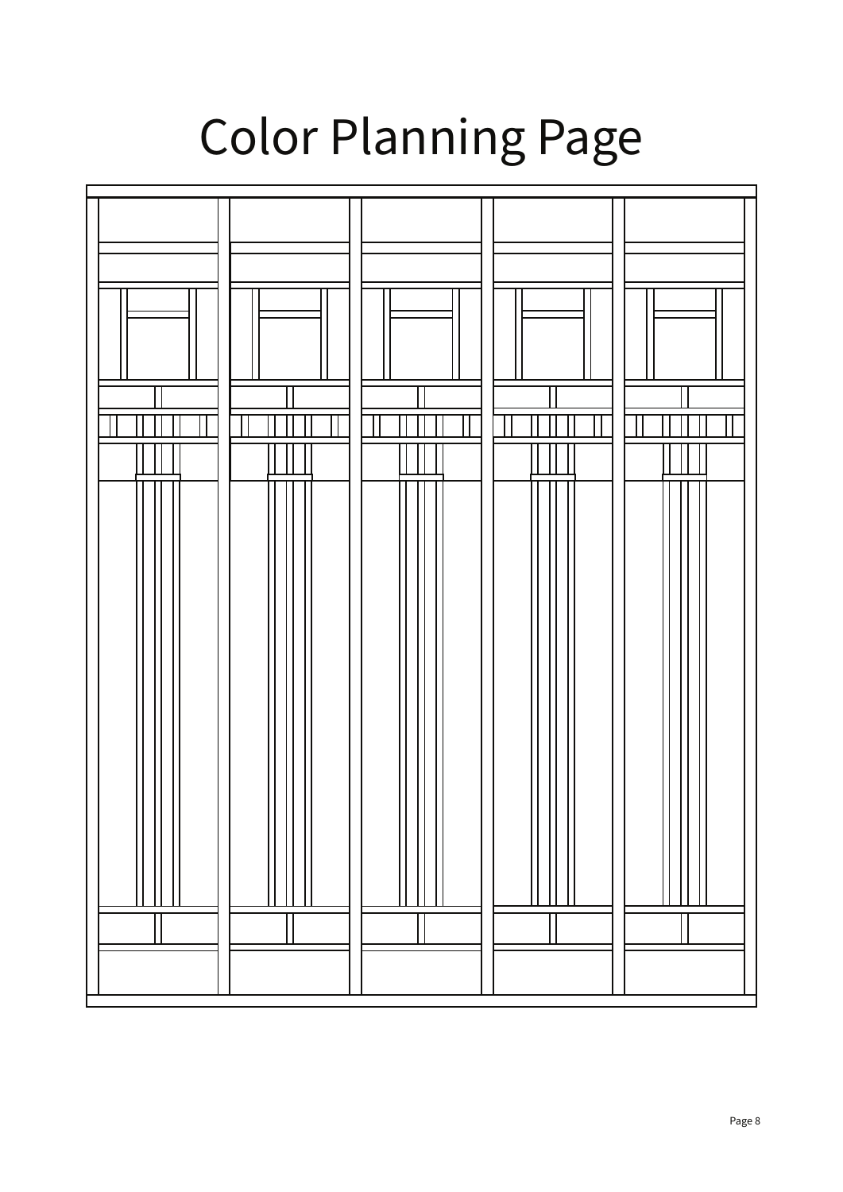# Color Planning Page